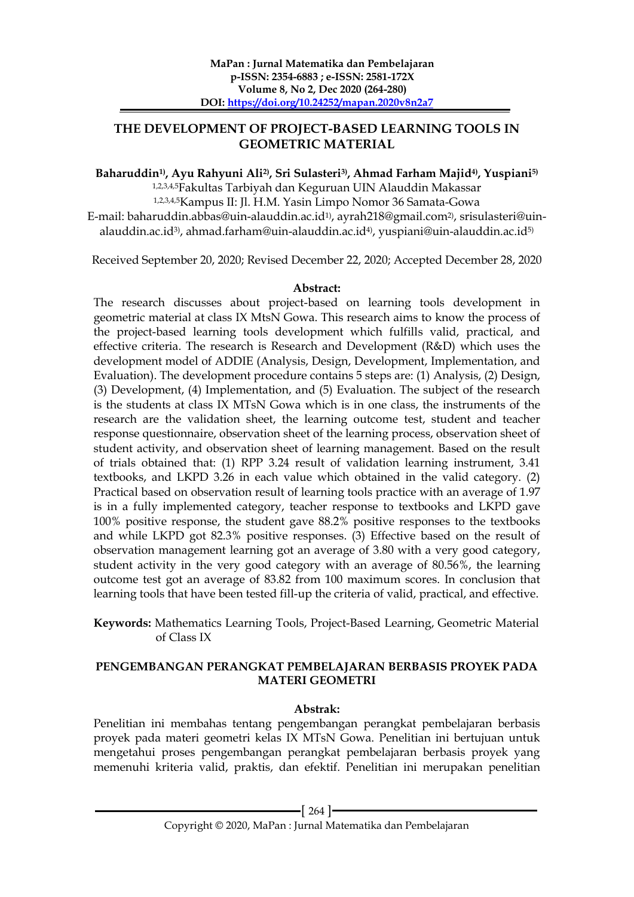# THE DEVELOPMENT OF PROJECT-BASED LEARNING TOOLS IN GEOMETRIC MATERIAL

**Baharuddin[1], Ayu Rahyuni Ali[2], Sri Sulasteri[3], Ahmad Farham Majid[4], Yuspiani[5]**

[1,2,3,4,5]Fakultas Tarbiyah dan Keguruan UIN Alauddin Makassar

[1,2,3,4,5]Kampus II: Jl. H.M. Yasin Limpo Nomor 36 Samata-Gowa

E-mail: baharuddin.abbas@uin-alauddin.ac.id[1], ayrah218@gmail.com[2], srisulasteri@uin-alauddin.ac.id[3], ahmad.farham@uin-alauddin.ac.id[4], yuspiani@uin-alauddin.ac.id[5]

Received September 20, 2020; Revised December 22, 2020; Accepted December 28, 2020

**Abstract:**

The research discusses about project-based on learning tools development in geometric material at class IX MtsN Gowa. This research aims to know the process of the project-based learning tools development which fulfills valid, practical, and effective criteria. The research is Research and Development (R&D) which uses the development model of ADDIE (Analysis, Design, Development, Implementation, and Evaluation). The development procedure contains 5 steps are: (1) Analysis, (2) Design, (3) Development, (4) Implementation, and (5) Evaluation. The subject of the research is the students at class IX MTsN Gowa which is in one class, the instruments of the research are the validation sheet, the learning outcome test, student and teacher response questionnaire, observation sheet of the learning process, observation sheet of student activity, and observation sheet of learning management. Based on the result of trials obtained that: (1) RPP 3.24 result of validation learning instrument, 3.41 textbooks, and LKPD 3.26 in each value which obtained in the valid category. (2) Practical based on observation result of learning tools practice with an average of 1.97 is in a fully implemented category, teacher response to textbooks and LKPD gave 100% positive response, the student gave 88.2% positive responses to the textbooks and while LKPD got 82.3% positive responses. (3) Effective based on the result of observation management learning got an average of 3.80 with a very good category, student activity in the very good category with an average of 80.56%, the learning outcome test got an average of 83.82 from 100 maximum scores. In conclusion that learning tools that have been tested fill-up the criteria of valid, practical, and effective.

**Keywords:** Mathematics Learning Tools, Project-Based Learning, Geometric Material of Class IX

# PENGEMBANGAN PERANGKAT PEMBELAJARAN BERBASIS PROYEK PADA MATERI GEOMETRI

**Abstrak:**

Penelitian ini membahas tentang pengembangan perangkat pembelajaran berbasis proyek pada materi geometri kelas IX MTsN Gowa. Penelitian ini bertujuan untuk mengetahui proses pengembangan perangkat pembelajaran berbasis proyek yang memenuhi kriteria valid, praktis, dan efektif. Penelitian ini merupakan penelitian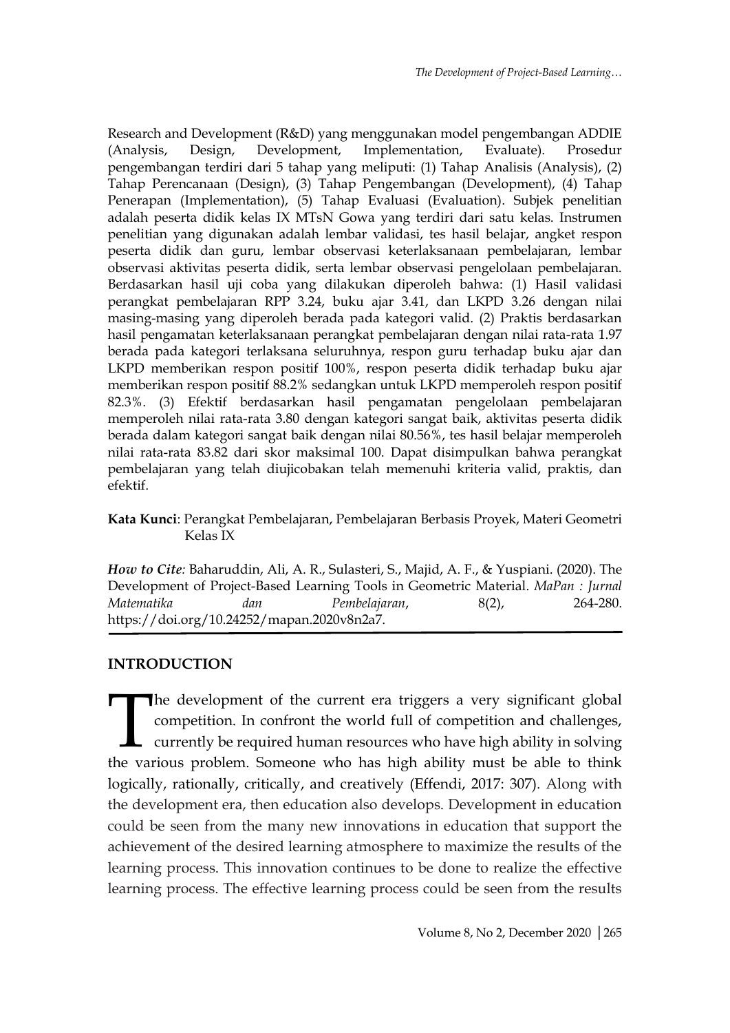Research and Development (R&D) yang menggunakan model pengembangan ADDIE (Analysis, Design, Development, Implementation, Evaluate). Prosedur pengembangan terdiri dari 5 tahap yang meliputi: (1) Tahap Analisis (Analysis), (2) Tahap Perencanaan (Design), (3) Tahap Pengembangan (Development), (4) Tahap Penerapan (Implementation), (5) Tahap Evaluasi (Evaluation). Subjek penelitian adalah peserta didik kelas IX MTsN Gowa yang terdiri dari satu kelas. Instrumen penelitian yang digunakan adalah lembar validasi, tes hasil belajar, angket respon peserta didik dan guru, lembar observasi keterlaksanaan pembelajaran, lembar observasi aktivitas peserta didik, serta lembar observasi pengelolaan pembelajaran. Berdasarkan hasil uji coba yang dilakukan diperoleh bahwa: (1) Hasil validasi perangkat pembelajaran RPP 3.24, buku ajar 3.41, dan LKPD 3.26 dengan nilai masing-masing yang diperoleh berada pada kategori valid. (2) Praktis berdasarkan hasil pengamatan keterlaksanaan perangkat pembelajaran dengan nilai rata-rata 1.97 berada pada kategori terlaksana seluruhnya, respon guru terhadap buku ajar dan LKPD memberikan respon positif 100%, respon peserta didik terhadap buku ajar memberikan respon positif 88.2% sedangkan untuk LKPD memperoleh respon positif 82.3%. (3) Efektif berdasarkan hasil pengamatan pengelolaan pembelajaran memperoleh nilai rata-rata 3.80 dengan kategori sangat baik, aktivitas peserta didik berada dalam kategori sangat baik dengan nilai 80.56%, tes hasil belajar memperoleh nilai rata-rata 83.82 dari skor maksimal 100. Dapat disimpulkan bahwa perangkat pembelajaran yang telah diujicobakan telah memenuhi kriteria valid, praktis, dan efektif.

**Kata Kunci**: Perangkat Pembelajaran, Pembelajaran Berbasis Proyek, Materi Geometri Kelas IX

***How to Cite:*** Baharuddin, Ali, A. R., Sulasteri, S., Majid, A. F., & Yuspiani. (2020). The Development of Project-Based Learning Tools in Geometric Material. *MaPan : Jurnal Matematika dan Pembelajaran*, 8(2), 264-280. https://doi.org/10.24252/mapan.2020v8n2a7.

## INTRODUCTION

The development of the current era triggers a very significant global competition. In confront the world full of competition and challenges, currently be required human resources who have high ability in solving the various problem. Someone who has high ability must be able to think logically, rationally, critically, and creatively (Effendi, 2017: 307). Along with the development era, then education also develops. Development in education could be seen from the many new innovations in education that support the achievement of the desired learning atmosphere to maximize the results of the learning process. This innovation continues to be done to realize the effective learning process. The effective learning process could be seen from the results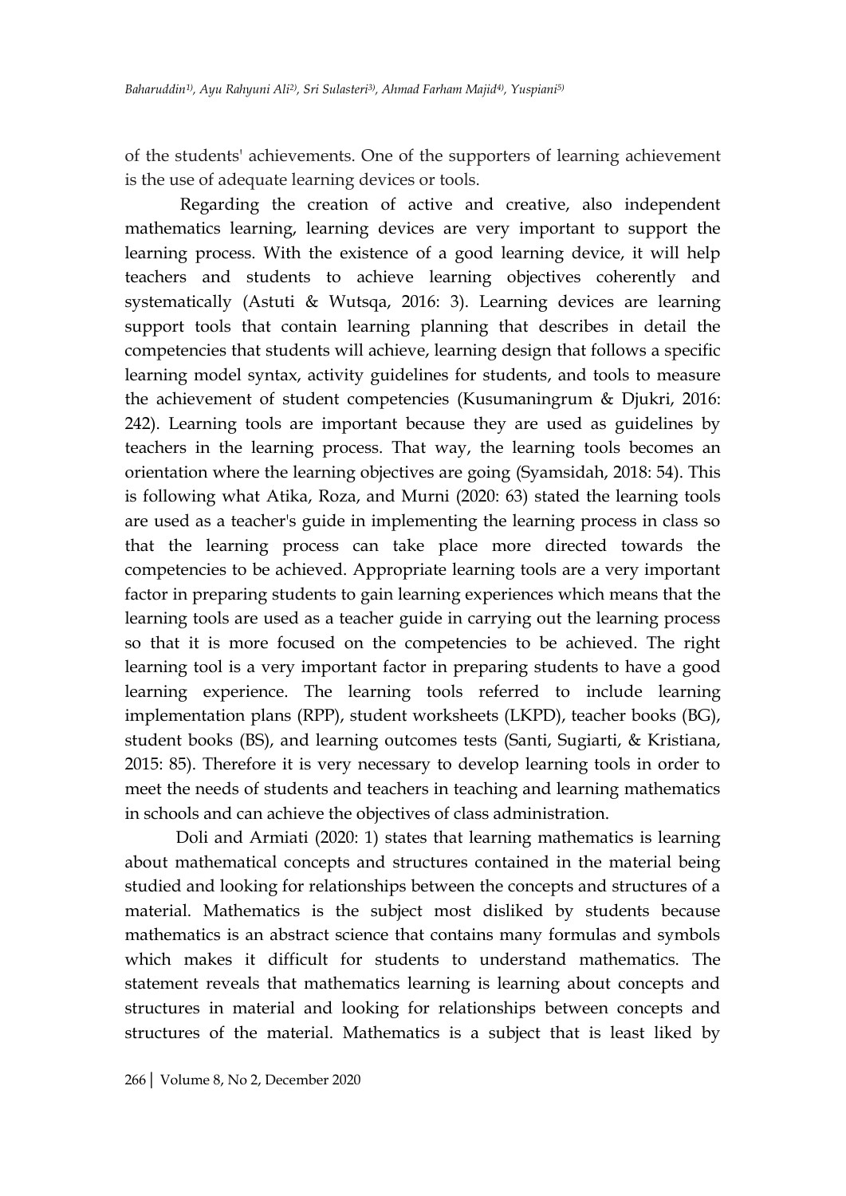of the students' achievements. One of the supporters of learning achievement is the use of adequate learning devices or tools.

Regarding the creation of active and creative, also independent mathematics learning, learning devices are very important to support the learning process. With the existence of a good learning device, it will help teachers and students to achieve learning objectives coherently and systematically (Astuti & Wutsqa, 2016: 3). Learning devices are learning support tools that contain learning planning that describes in detail the competencies that students will achieve, learning design that follows a specific learning model syntax, activity guidelines for students, and tools to measure the achievement of student competencies (Kusumaningrum & Djukri, 2016: 242). Learning tools are important because they are used as guidelines by teachers in the learning process. That way, the learning tools becomes an orientation where the learning objectives are going (Syamsidah, 2018: 54). This is following what Atika, Roza, and Murni (2020: 63) stated the learning tools are used as a teacher's guide in implementing the learning process in class so that the learning process can take place more directed towards the competencies to be achieved. Appropriate learning tools are a very important factor in preparing students to gain learning experiences which means that the learning tools are used as a teacher guide in carrying out the learning process so that it is more focused on the competencies to be achieved. The right learning tool is a very important factor in preparing students to have a good learning experience. The learning tools referred to include learning implementation plans (RPP), student worksheets (LKPD), teacher books (BG), student books (BS), and learning outcomes tests (Santi, Sugiarti, & Kristiana, 2015: 85). Therefore it is very necessary to develop learning tools in order to meet the needs of students and teachers in teaching and learning mathematics in schools and can achieve the objectives of class administration.

Doli and Armiati (2020: 1) states that learning mathematics is learning about mathematical concepts and structures contained in the material being studied and looking for relationships between the concepts and structures of a material. Mathematics is the subject most disliked by students because mathematics is an abstract science that contains many formulas and symbols which makes it difficult for students to understand mathematics. The statement reveals that mathematics learning is learning about concepts and structures in material and looking for relationships between concepts and structures of the material. Mathematics is a subject that is least liked by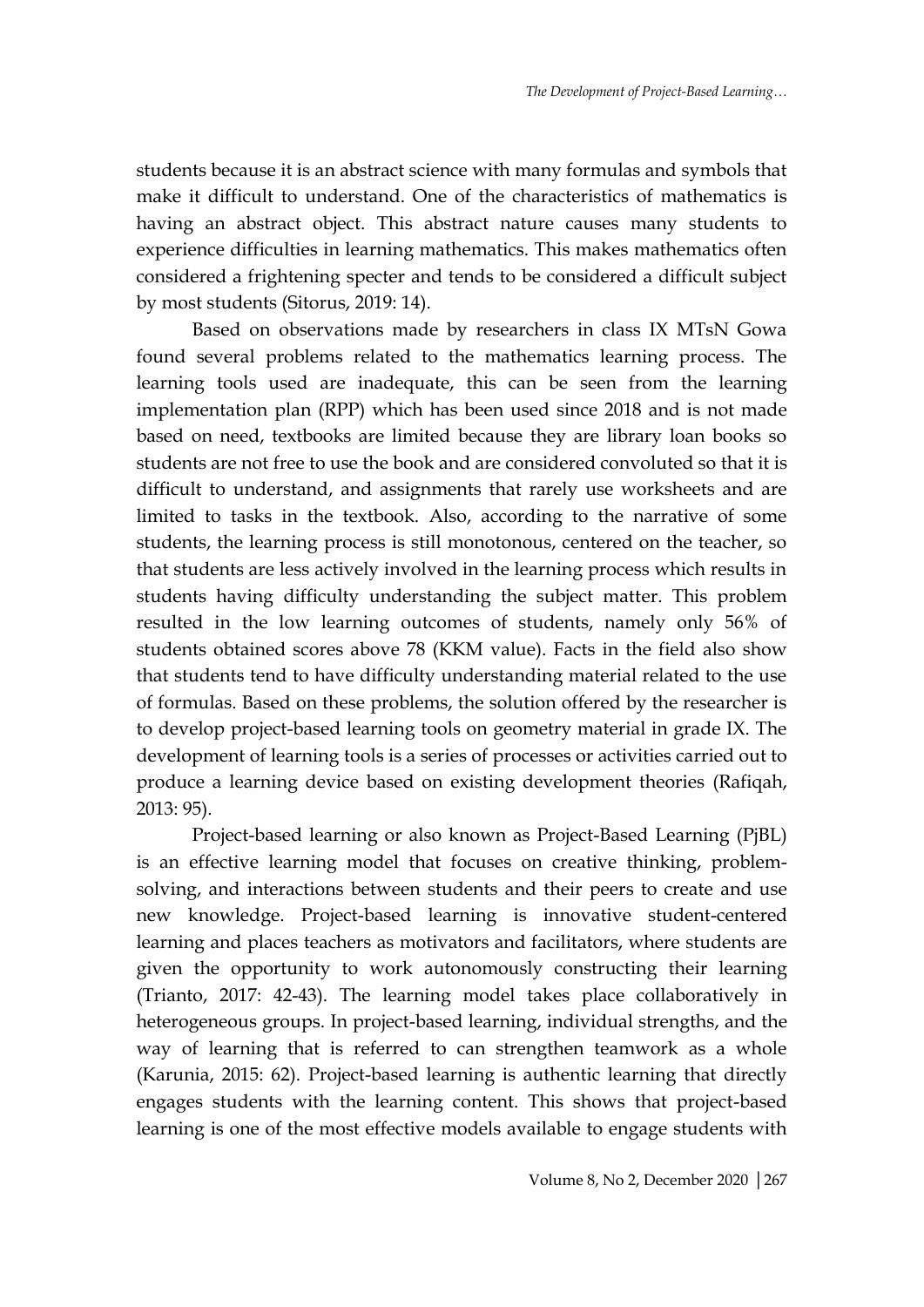students because it is an abstract science with many formulas and symbols that make it difficult to understand. One of the characteristics of mathematics is having an abstract object. This abstract nature causes many students to experience difficulties in learning mathematics. This makes mathematics often considered a frightening specter and tends to be considered a difficult subject by most students (Sitorus, 2019: 14).

Based on observations made by researchers in class IX MTsN Gowa found several problems related to the mathematics learning process. The learning tools used are inadequate, this can be seen from the learning implementation plan (RPP) which has been used since 2018 and is not made based on need, textbooks are limited because they are library loan books so students are not free to use the book and are considered convoluted so that it is difficult to understand, and assignments that rarely use worksheets and are limited to tasks in the textbook. Also, according to the narrative of some students, the learning process is still monotonous, centered on the teacher, so that students are less actively involved in the learning process which results in students having difficulty understanding the subject matter. This problem resulted in the low learning outcomes of students, namely only 56% of students obtained scores above 78 (KKM value). Facts in the field also show that students tend to have difficulty understanding material related to the use of formulas. Based on these problems, the solution offered by the researcher is to develop project-based learning tools on geometry material in grade IX. The development of learning tools is a series of processes or activities carried out to produce a learning device based on existing development theories (Rafiqah, 2013: 95).

Project-based learning or also known as Project-Based Learning (PjBL) is an effective learning model that focuses on creative thinking, problem-solving, and interactions between students and their peers to create and use new knowledge. Project-based learning is innovative student-centered learning and places teachers as motivators and facilitators, where students are given the opportunity to work autonomously constructing their learning (Trianto, 2017: 42-43). The learning model takes place collaboratively in heterogeneous groups. In project-based learning, individual strengths, and the way of learning that is referred to can strengthen teamwork as a whole (Karunia, 2015: 62). Project-based learning is authentic learning that directly engages students with the learning content. This shows that project-based learning is one of the most effective models available to engage students with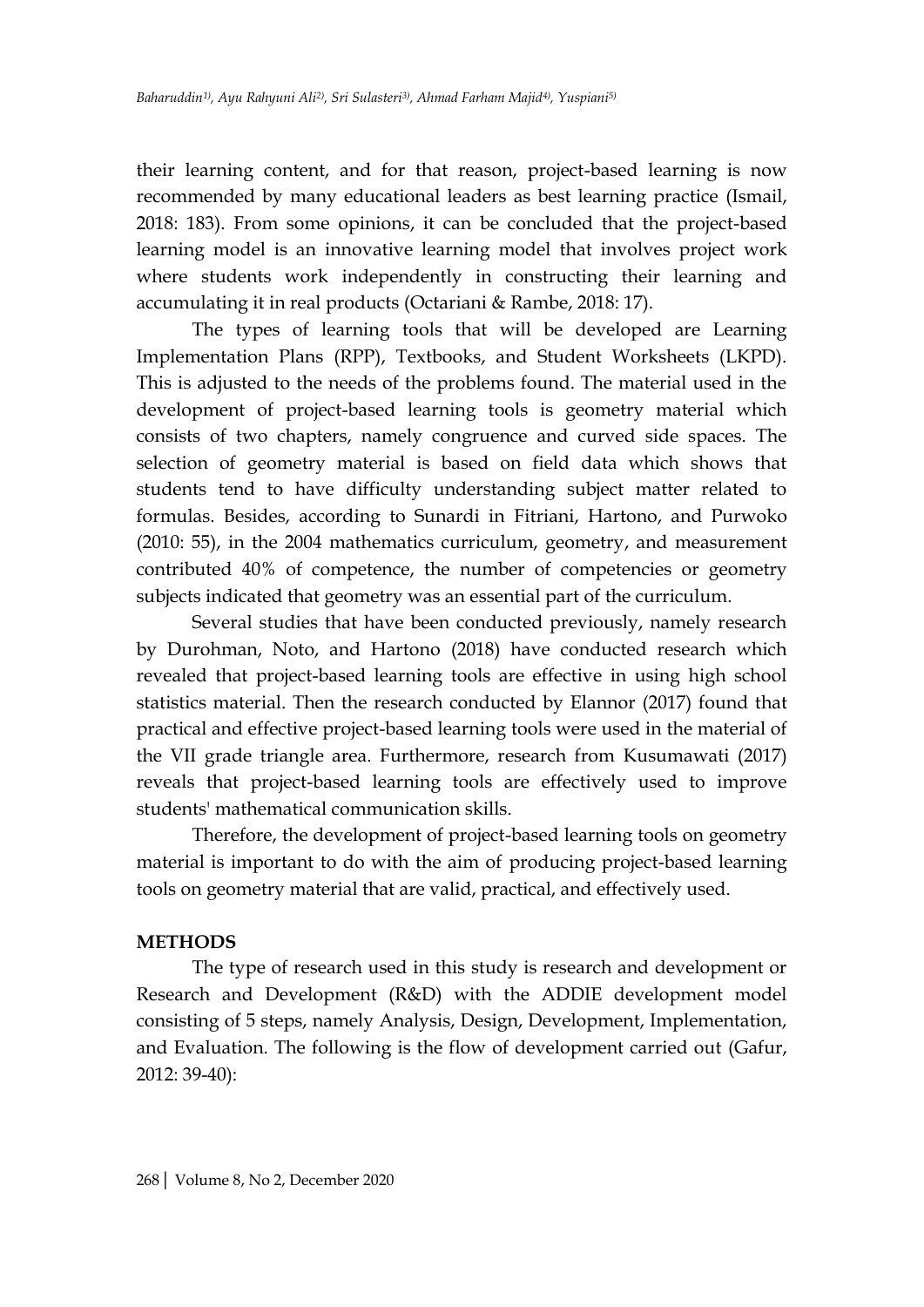their learning content, and for that reason, project-based learning is now recommended by many educational leaders as best learning practice (Ismail, 2018: 183). From some opinions, it can be concluded that the project-based learning model is an innovative learning model that involves project work where students work independently in constructing their learning and accumulating it in real products (Octariani & Rambe, 2018: 17).

The types of learning tools that will be developed are Learning Implementation Plans (RPP), Textbooks, and Student Worksheets (LKPD). This is adjusted to the needs of the problems found. The material used in the development of project-based learning tools is geometry material which consists of two chapters, namely congruence and curved side spaces. The selection of geometry material is based on field data which shows that students tend to have difficulty understanding subject matter related to formulas. Besides, according to Sunardi in Fitriani, Hartono, and Purwoko (2010: 55), in the 2004 mathematics curriculum, geometry, and measurement contributed 40% of competence, the number of competencies or geometry subjects indicated that geometry was an essential part of the curriculum.

Several studies that have been conducted previously, namely research by Durohman, Noto, and Hartono (2018) have conducted research which revealed that project-based learning tools are effective in using high school statistics material. Then the research conducted by Elannor (2017) found that practical and effective project-based learning tools were used in the material of the VII grade triangle area. Furthermore, research from Kusumawati (2017) reveals that project-based learning tools are effectively used to improve students' mathematical communication skills.

Therefore, the development of project-based learning tools on geometry material is important to do with the aim of producing project-based learning tools on geometry material that are valid, practical, and effectively used.

## METHODS

The type of research used in this study is research and development or Research and Development (R&D) with the ADDIE development model consisting of 5 steps, namely Analysis, Design, Development, Implementation, and Evaluation. The following is the flow of development carried out (Gafur, 2012: 39-40):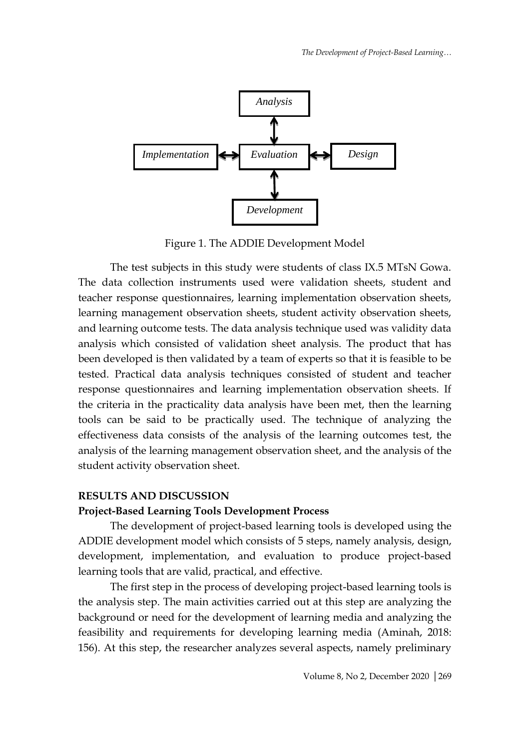Analysis

Implementation

Evaluation

Design

Development

Figure 1. The ADDIE Development Model

The test subjects in this study were students of class IX.5 MTsN Gowa. The data collection instruments used were validation sheets, student and teacher response questionnaires, learning implementation observation sheets, learning management observation sheets, student activity observation sheets, and learning outcome tests. The data analysis technique used was validity data analysis which consisted of validation sheet analysis. The product that has been developed is then validated by a team of experts so that it is feasible to be tested. Practical data analysis techniques consisted of student and teacher response questionnaires and learning implementation observation sheets. If the criteria in the practicality data analysis have been met, then the learning tools can be said to be practically used. The technique of analyzing the effectiveness data consists of the analysis of the learning outcomes test, the analysis of the learning management observation sheet, and the analysis of the student activity observation sheet.

## RESULTS AND DISCUSSION

### Project-Based Learning Tools Development Process

The development of project-based learning tools is developed using the ADDIE development model which consists of 5 steps, namely analysis, design, development, implementation, and evaluation to produce project-based learning tools that are valid, practical, and effective.

The first step in the process of developing project-based learning tools is the analysis step. The main activities carried out at this step are analyzing the background or need for the development of learning media and analyzing the feasibility and requirements for developing learning media (Aminah, 2018: 156). At this step, the researcher analyzes several aspects, namely preliminary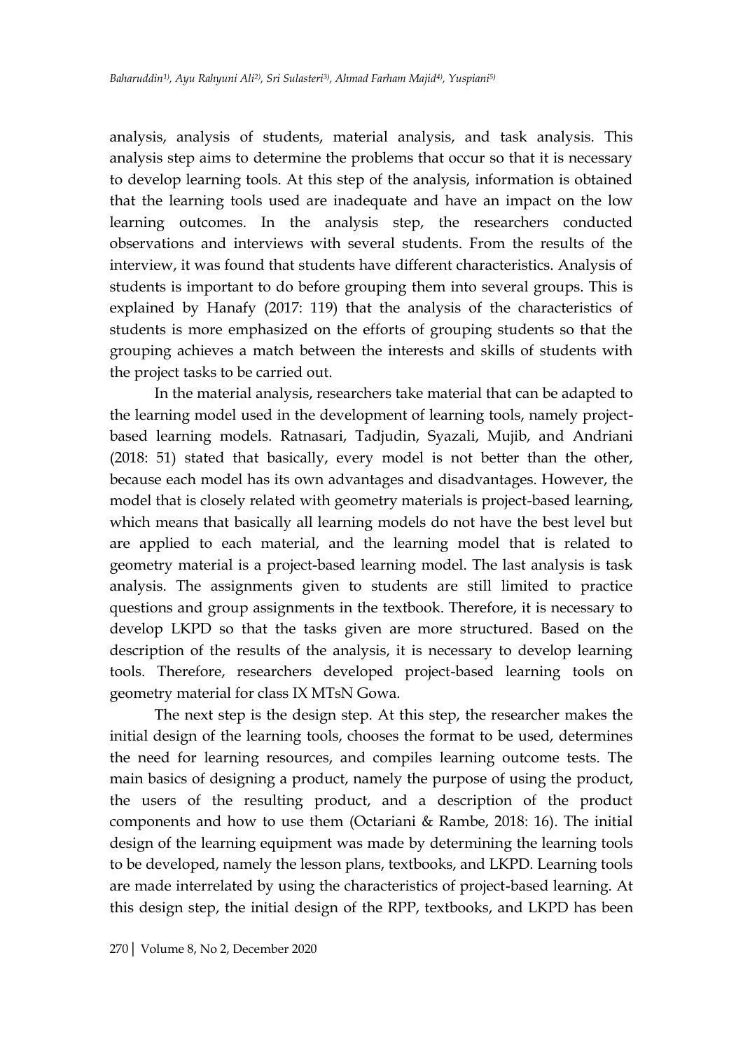analysis, analysis of students, material analysis, and task analysis. This analysis step aims to determine the problems that occur so that it is necessary to develop learning tools. At this step of the analysis, information is obtained that the learning tools used are inadequate and have an impact on the low learning outcomes. In the analysis step, the researchers conducted observations and interviews with several students. From the results of the interview, it was found that students have different characteristics. Analysis of students is important to do before grouping them into several groups. This is explained by Hanafy (2017: 119) that the analysis of the characteristics of students is more emphasized on the efforts of grouping students so that the grouping achieves a match between the interests and skills of students with the project tasks to be carried out.

In the material analysis, researchers take material that can be adapted to the learning model used in the development of learning tools, namely project-based learning models. Ratnasari, Tadjudin, Syazali, Mujib, and Andriani (2018: 51) stated that basically, every model is not better than the other, because each model has its own advantages and disadvantages. However, the model that is closely related with geometry materials is project-based learning, which means that basically all learning models do not have the best level but are applied to each material, and the learning model that is related to geometry material is a project-based learning model. The last analysis is task analysis. The assignments given to students are still limited to practice questions and group assignments in the textbook. Therefore, it is necessary to develop LKPD so that the tasks given are more structured. Based on the description of the results of the analysis, it is necessary to develop learning tools. Therefore, researchers developed project-based learning tools on geometry material for class IX MTsN Gowa.

The next step is the design step. At this step, the researcher makes the initial design of the learning tools, chooses the format to be used, determines the need for learning resources, and compiles learning outcome tests. The main basics of designing a product, namely the purpose of using the product, the users of the resulting product, and a description of the product components and how to use them (Octariani & Rambe, 2018: 16). The initial design of the learning equipment was made by determining the learning tools to be developed, namely the lesson plans, textbooks, and LKPD. Learning tools are made interrelated by using the characteristics of project-based learning. At this design step, the initial design of the RPP, textbooks, and LKPD has been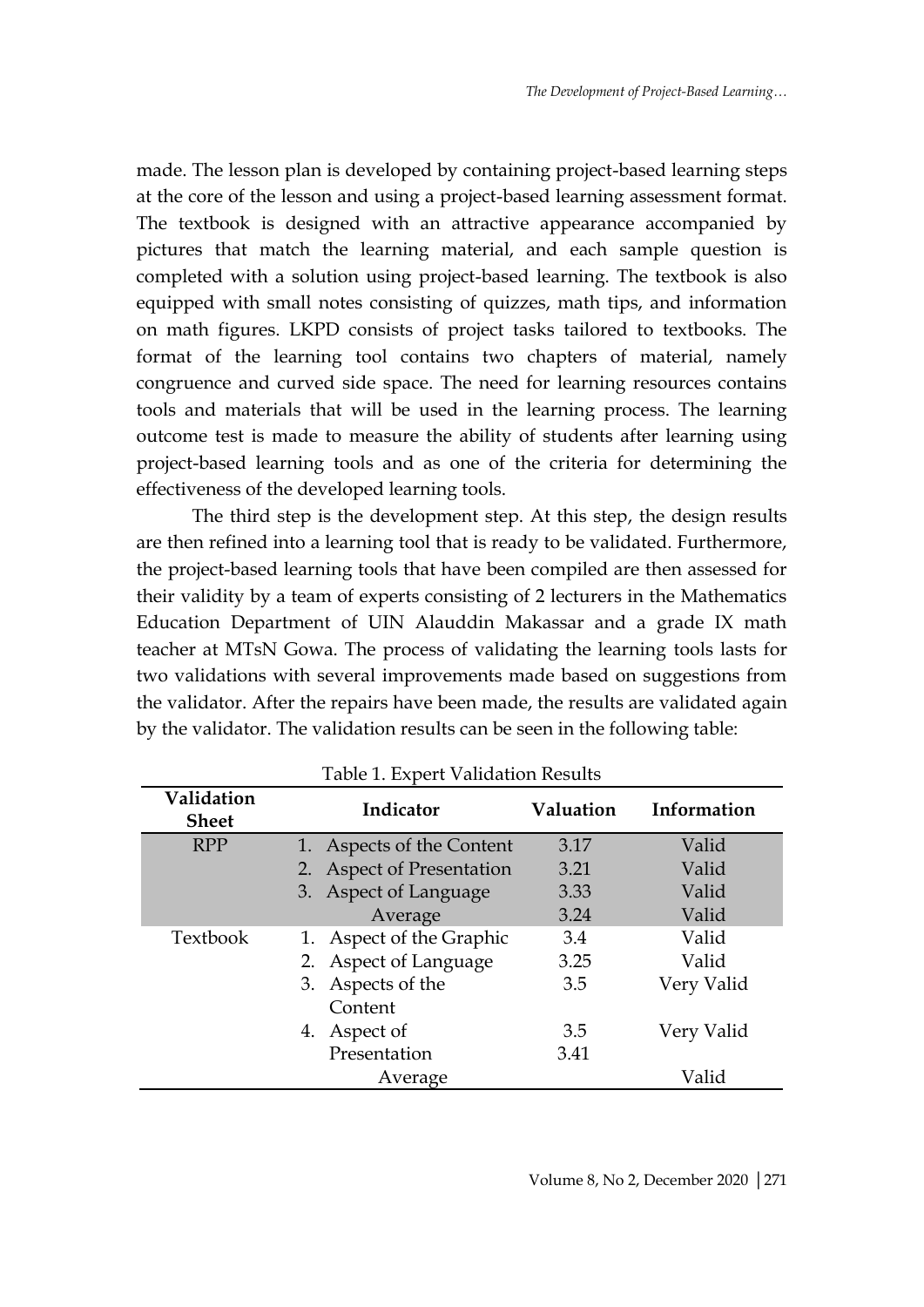made. The lesson plan is developed by containing project-based learning steps at the core of the lesson and using a project-based learning assessment format. The textbook is designed with an attractive appearance accompanied by pictures that match the learning material, and each sample question is completed with a solution using project-based learning. The textbook is also equipped with small notes consisting of quizzes, math tips, and information on math figures. LKPD consists of project tasks tailored to textbooks. The format of the learning tool contains two chapters of material, namely congruence and curved side space. The need for learning resources contains tools and materials that will be used in the learning process. The learning outcome test is made to measure the ability of students after learning using project-based learning tools and as one of the criteria for determining the effectiveness of the developed learning tools.

The third step is the development step. At this step, the design results are then refined into a learning tool that is ready to be validated. Furthermore, the project-based learning tools that have been compiled are then assessed for their validity by a team of experts consisting of 2 lecturers in the Mathematics Education Department of UIN Alauddin Makassar and a grade IX math teacher at MTsN Gowa. The process of validating the learning tools lasts for two validations with several improvements made based on suggestions from the validator. After the repairs have been made, the results are validated again by the validator. The validation results can be seen in the following table:

Table 1. Expert Validation Results

| Validation Sheet | Indicator | Valuation | Information |
|---|---|---|---|
| RPP | 1. Aspects of the Content | 3.17 | Valid |
| | 2. Aspect of Presentation | 3.21 | Valid |
| | 3. Aspect of Language | 3.33 | Valid |
| | Average | 3.24 | Valid |
| Textbook | 1. Aspect of the Graphic | 3.4 | Valid |
| | 2. Aspect of Language | 3.25 | Valid |
| | 3. Aspects of the Content | 3.5 | Very Valid |
| | 4. Aspect of Presentation | 3.5 | Very Valid |
| | Average | 3.41 | Valid |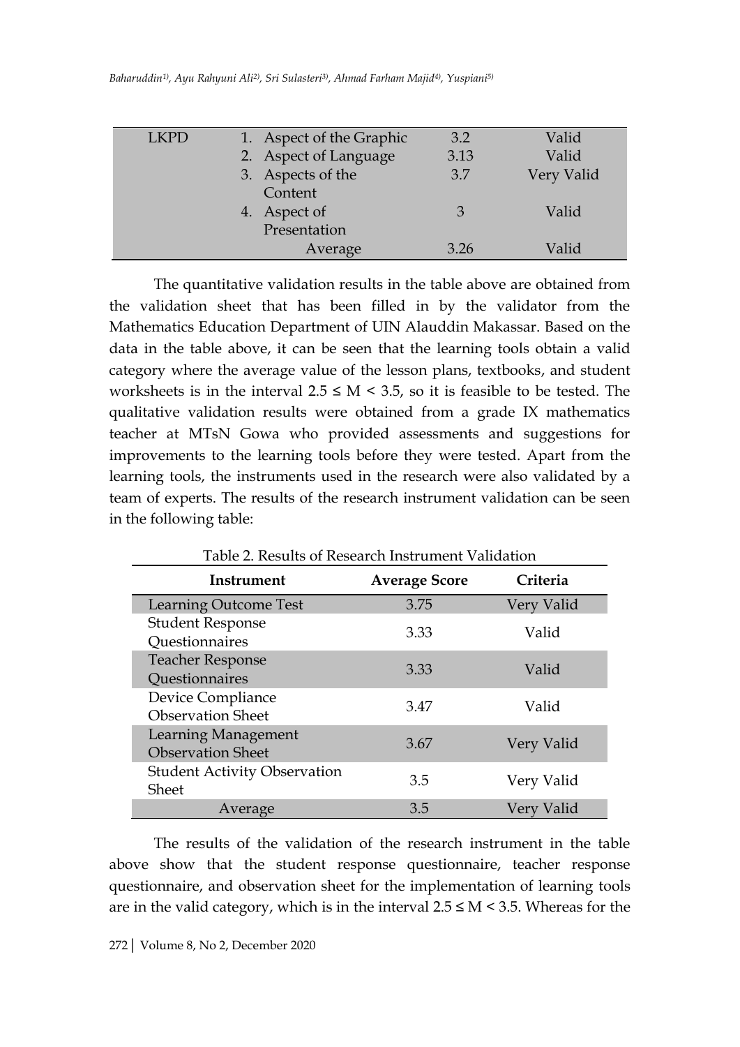| | | | |
|---|---|---|---|
| LKPD | 1. Aspect of the Graphic | 3.2 | Valid |
| | 2. Aspect of Language | 3.13 | Valid |
| | 3. Aspects of the Content | 3.7 | Very Valid |
| | 4. Aspect of Presentation | 3 | Valid |
| | Average | 3.26 | Valid |

The quantitative validation results in the table above are obtained from the validation sheet that has been filled in by the validator from the Mathematics Education Department of UIN Alauddin Makassar. Based on the data in the table above, it can be seen that the learning tools obtain a valid category where the average value of the lesson plans, textbooks, and student worksheets is in the interval $2.5 \leq M < 3.5$, so it is feasible to be tested. The qualitative validation results were obtained from a grade IX mathematics teacher at MTsN Gowa who provided assessments and suggestions for improvements to the learning tools before they were tested. Apart from the learning tools, the instruments used in the research were also validated by a team of experts. The results of the research instrument validation can be seen in the following table:

Table 2. Results of Research Instrument Validation

| Instrument | Average Score | Criteria |
|---|---|---|
| Learning Outcome Test | 3.75 | Very Valid |
| Student Response Questionnaires | 3.33 | Valid |
| Teacher Response Questionnaires | 3.33 | Valid |
| Device Compliance Observation Sheet | 3.47 | Valid |
| Learning Management Observation Sheet | 3.67 | Very Valid |
| Student Activity Observation Sheet | 3.5 | Very Valid |
| Average | 3.5 | Very Valid |

The results of the validation of the research instrument in the table above show that the student response questionnaire, teacher response questionnaire, and observation sheet for the implementation of learning tools are in the valid category, which is in the interval $2.5 \leq M < 3.5$. Whereas for the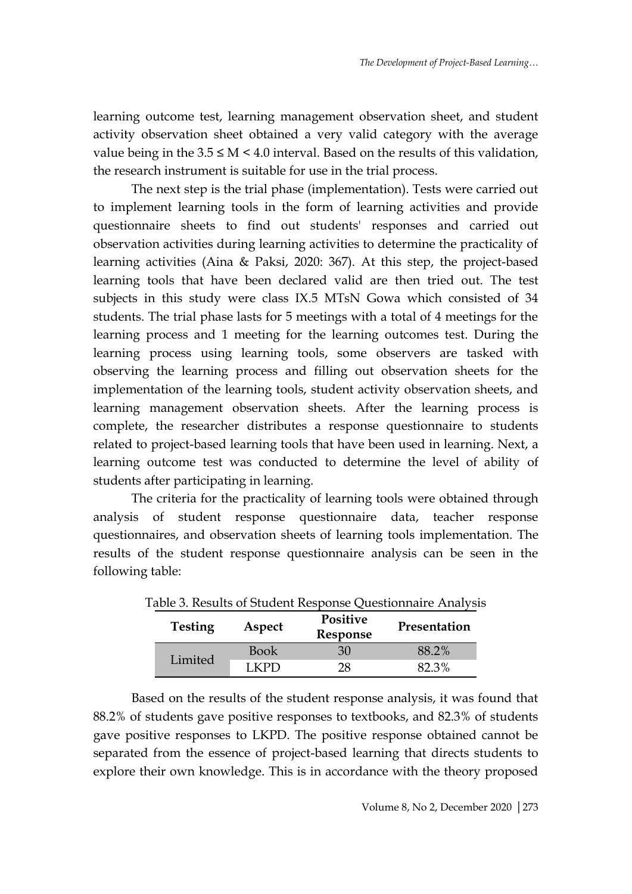learning outcome test, learning management observation sheet, and student activity observation sheet obtained a very valid category with the average value being in the $3.5 \leq M < 4.0$ interval. Based on the results of this validation, the research instrument is suitable for use in the trial process.

The next step is the trial phase (implementation). Tests were carried out to implement learning tools in the form of learning activities and provide questionnaire sheets to find out students' responses and carried out observation activities during learning activities to determine the practicality of learning activities (Aina & Paksi, 2020: 367). At this step, the project-based learning tools that have been declared valid are then tried out. The test subjects in this study were class IX.5 MTsN Gowa which consisted of 34 students. The trial phase lasts for 5 meetings with a total of 4 meetings for the learning process and 1 meeting for the learning outcomes test. During the learning process using learning tools, some observers are tasked with observing the learning process and filling out observation sheets for the implementation of the learning tools, student activity observation sheets, and learning management observation sheets. After the learning process is complete, the researcher distributes a response questionnaire to students related to project-based learning tools that have been used in learning. Next, a learning outcome test was conducted to determine the level of ability of students after participating in learning.

The criteria for the practicality of learning tools were obtained through analysis of student response questionnaire data, teacher response questionnaires, and observation sheets of learning tools implementation. The results of the student response questionnaire analysis can be seen in the following table:

Table 3. Results of Student Response Questionnaire Analysis

| Testing | Aspect | Positive Response | Presentation |
|---|---|---|---|
| Limited | Book | 30 | 88.2% |
| | LKPD | 28 | 82.3% |

Based on the results of the student response analysis, it was found that 88.2% of students gave positive responses to textbooks, and 82.3% of students gave positive responses to LKPD. The positive response obtained cannot be separated from the essence of project-based learning that directs students to explore their own knowledge. This is in accordance with the theory proposed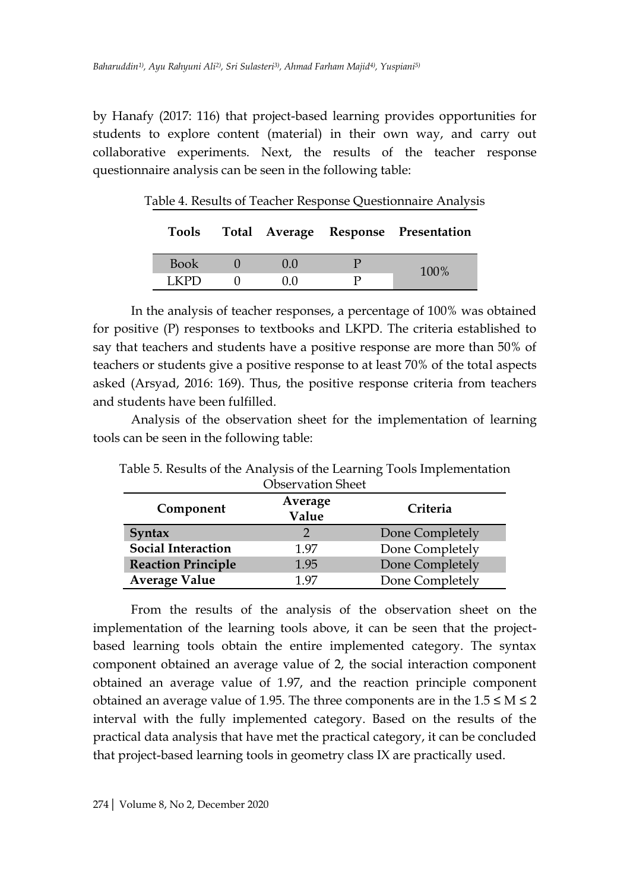by Hanafy (2017: 116) that project-based learning provides opportunities for students to explore content (material) in their own way, and carry out collaborative experiments. Next, the results of the teacher response questionnaire analysis can be seen in the following table:

Table 4. Results of Teacher Response Questionnaire Analysis

| Tools | Total | Average | Response | Presentation |
|---|---|---|---|---|
| Book | 0 | 0.0 | P | 100% |
| LKPD | 0 | 0.0 | P | |

In the analysis of teacher responses, a percentage of 100% was obtained for positive (P) responses to textbooks and LKPD. The criteria established to say that teachers and students have a positive response are more than 50% of teachers or students give a positive response to at least 70% of the total aspects asked (Arsyad, 2016: 169). Thus, the positive response criteria from teachers and students have been fulfilled.

Analysis of the observation sheet for the implementation of learning tools can be seen in the following table:

Table 5. Results of the Analysis of the Learning Tools Implementation Observation Sheet

| Component | Average Value | Criteria |
|---|---|---|
| **Syntax** | 2 | Done Completely |
| **Social Interaction** | 1.97 | Done Completely |
| **Reaction Principle** | 1.95 | Done Completely |
| **Average Value** | 1.97 | Done Completely |

From the results of the analysis of the observation sheet on the implementation of the learning tools above, it can be seen that the project-based learning tools obtain the entire implemented category. The syntax component obtained an average value of 2, the social interaction component obtained an average value of 1.97, and the reaction principle component obtained an average value of 1.95. The three components are in the $1.5 \leq M \leq 2$ interval with the fully implemented category. Based on the results of the practical data analysis that have met the practical category, it can be concluded that project-based learning tools in geometry class IX are practically used.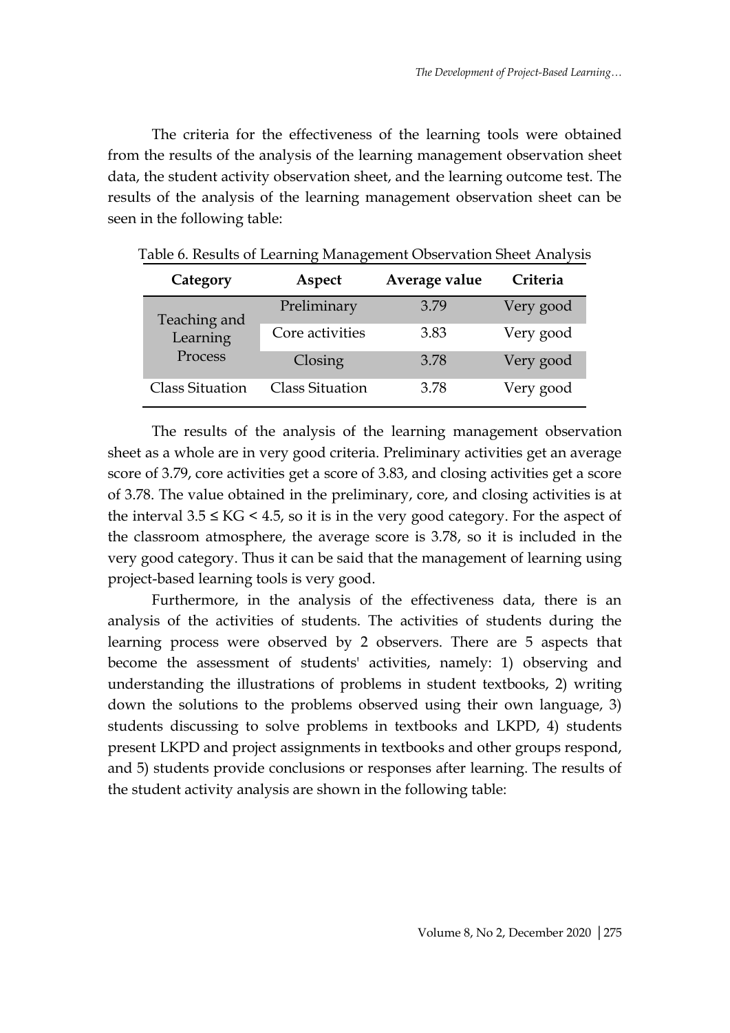The criteria for the effectiveness of the learning tools were obtained from the results of the analysis of the learning management observation sheet data, the student activity observation sheet, and the learning outcome test. The results of the analysis of the learning management observation sheet can be seen in the following table:

Table 6. Results of Learning Management Observation Sheet Analysis

| Category | Aspect | Average value | Criteria |
|---|---|---|---|
| Teaching and Learning Process | Preliminary | 3.79 | Very good |
| | Core activities | 3.83 | Very good |
| | Closing | 3.78 | Very good |
| Class Situation | Class Situation | 3.78 | Very good |

The results of the analysis of the learning management observation sheet as a whole are in very good criteria. Preliminary activities get an average score of 3.79, core activities get a score of 3.83, and closing activities get a score of 3.78. The value obtained in the preliminary, core, and closing activities is at the interval $3.5 \leq KG < 4.5$, so it is in the very good category. For the aspect of the classroom atmosphere, the average score is 3.78, so it is included in the very good category. Thus it can be said that the management of learning using project-based learning tools is very good.

Furthermore, in the analysis of the effectiveness data, there is an analysis of the activities of students. The activities of students during the learning process were observed by 2 observers. There are 5 aspects that become the assessment of students' activities, namely: 1) observing and understanding the illustrations of problems in student textbooks, 2) writing down the solutions to the problems observed using their own language, 3) students discussing to solve problems in textbooks and LKPD, 4) students present LKPD and project assignments in textbooks and other groups respond, and 5) students provide conclusions or responses after learning. The results of the student activity analysis are shown in the following table: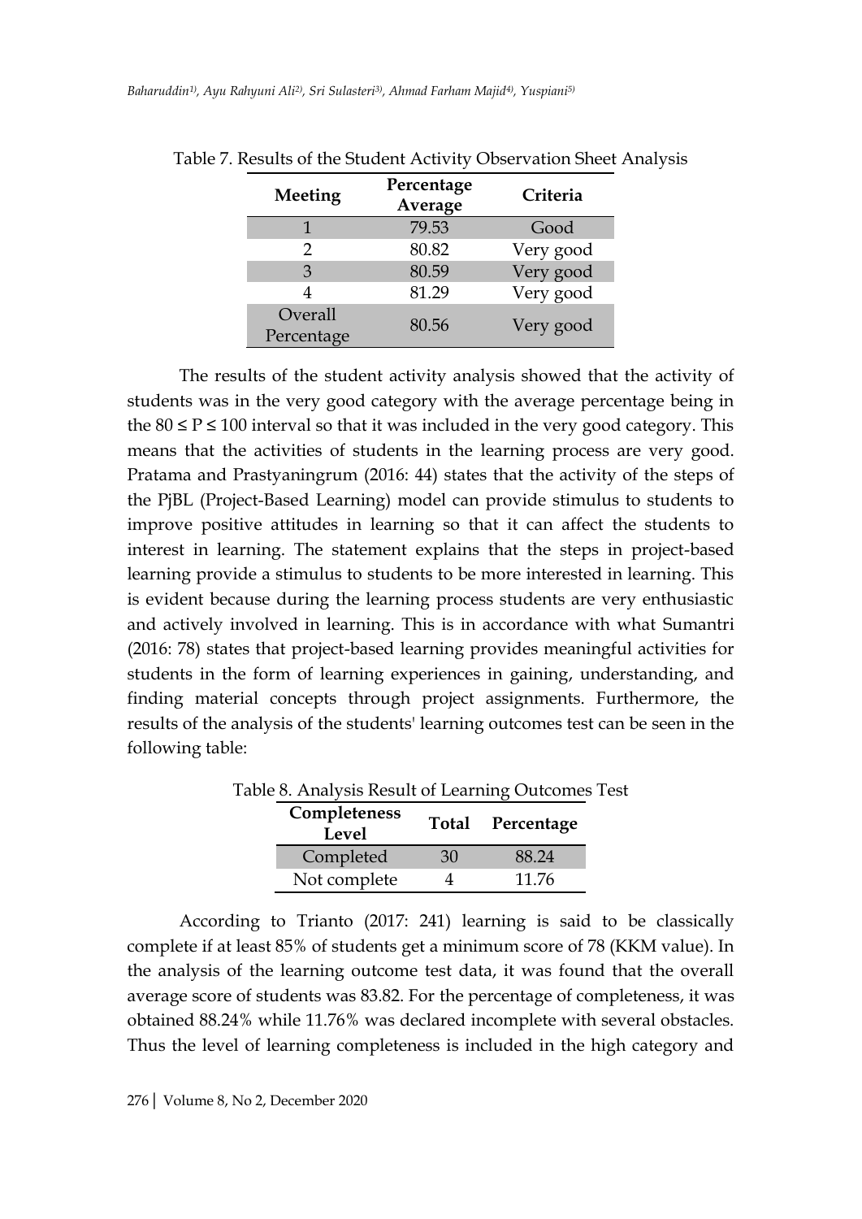Table 7. Results of the Student Activity Observation Sheet Analysis

| Meeting | Percentage Average | Criteria |
|---|---|---|
| 1 | 79.53 | Good |
| 2 | 80.82 | Very good |
| 3 | 80.59 | Very good |
| 4 | 81.29 | Very good |
| Overall Percentage | 80.56 | Very good |

The results of the student activity analysis showed that the activity of students was in the very good category with the average percentage being in the $80 \leq P \leq 100$ interval so that it was included in the very good category. This means that the activities of students in the learning process are very good. Pratama and Prastyaningrum (2016: 44) states that the activity of the steps of the PjBL (Project-Based Learning) model can provide stimulus to students to improve positive attitudes in learning so that it can affect the students to interest in learning. The statement explains that the steps in project-based learning provide a stimulus to students to be more interested in learning. This is evident because during the learning process students are very enthusiastic and actively involved in learning. This is in accordance with what Sumantri (2016: 78) states that project-based learning provides meaningful activities for students in the form of learning experiences in gaining, understanding, and finding material concepts through project assignments. Furthermore, the results of the analysis of the students' learning outcomes test can be seen in the following table:

Table 8. Analysis Result of Learning Outcomes Test

| Completeness Level | Total | Percentage |
|---|---|---|
| Completed | 30 | 88.24 |
| Not complete | 4 | 11.76 |

According to Trianto (2017: 241) learning is said to be classically complete if at least 85% of students get a minimum score of 78 (KKM value). In the analysis of the learning outcome test data, it was found that the overall average score of students was 83.82. For the percentage of completeness, it was obtained 88.24% while 11.76% was declared incomplete with several obstacles. Thus the level of learning completeness is included in the high category and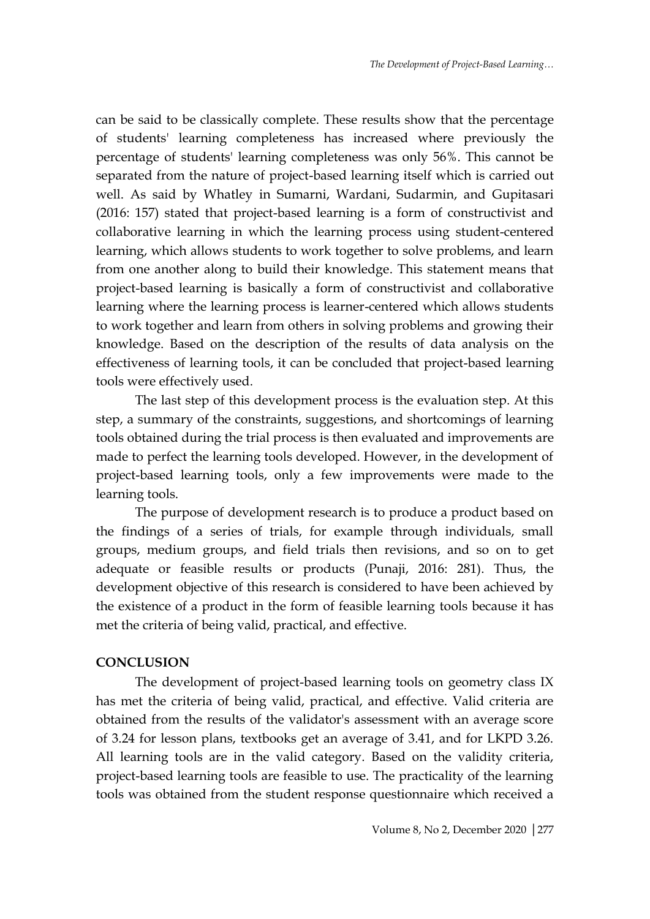can be said to be classically complete. These results show that the percentage of students' learning completeness has increased where previously the percentage of students' learning completeness was only 56%. This cannot be separated from the nature of project-based learning itself which is carried out well. As said by Whatley in Sumarni, Wardani, Sudarmin, and Gupitasari (2016: 157) stated that project-based learning is a form of constructivist and collaborative learning in which the learning process using student-centered learning, which allows students to work together to solve problems, and learn from one another along to build their knowledge. This statement means that project-based learning is basically a form of constructivist and collaborative learning where the learning process is learner-centered which allows students to work together and learn from others in solving problems and growing their knowledge. Based on the description of the results of data analysis on the effectiveness of learning tools, it can be concluded that project-based learning tools were effectively used.

The last step of this development process is the evaluation step. At this step, a summary of the constraints, suggestions, and shortcomings of learning tools obtained during the trial process is then evaluated and improvements are made to perfect the learning tools developed. However, in the development of project-based learning tools, only a few improvements were made to the learning tools.

The purpose of development research is to produce a product based on the findings of a series of trials, for example through individuals, small groups, medium groups, and field trials then revisions, and so on to get adequate or feasible results or products (Punaji, 2016: 281). Thus, the development objective of this research is considered to have been achieved by the existence of a product in the form of feasible learning tools because it has met the criteria of being valid, practical, and effective.

## CONCLUSION

The development of project-based learning tools on geometry class IX has met the criteria of being valid, practical, and effective. Valid criteria are obtained from the results of the validator's assessment with an average score of 3.24 for lesson plans, textbooks get an average of 3.41, and for LKPD 3.26. All learning tools are in the valid category. Based on the validity criteria, project-based learning tools are feasible to use. The practicality of the learning tools was obtained from the student response questionnaire which received a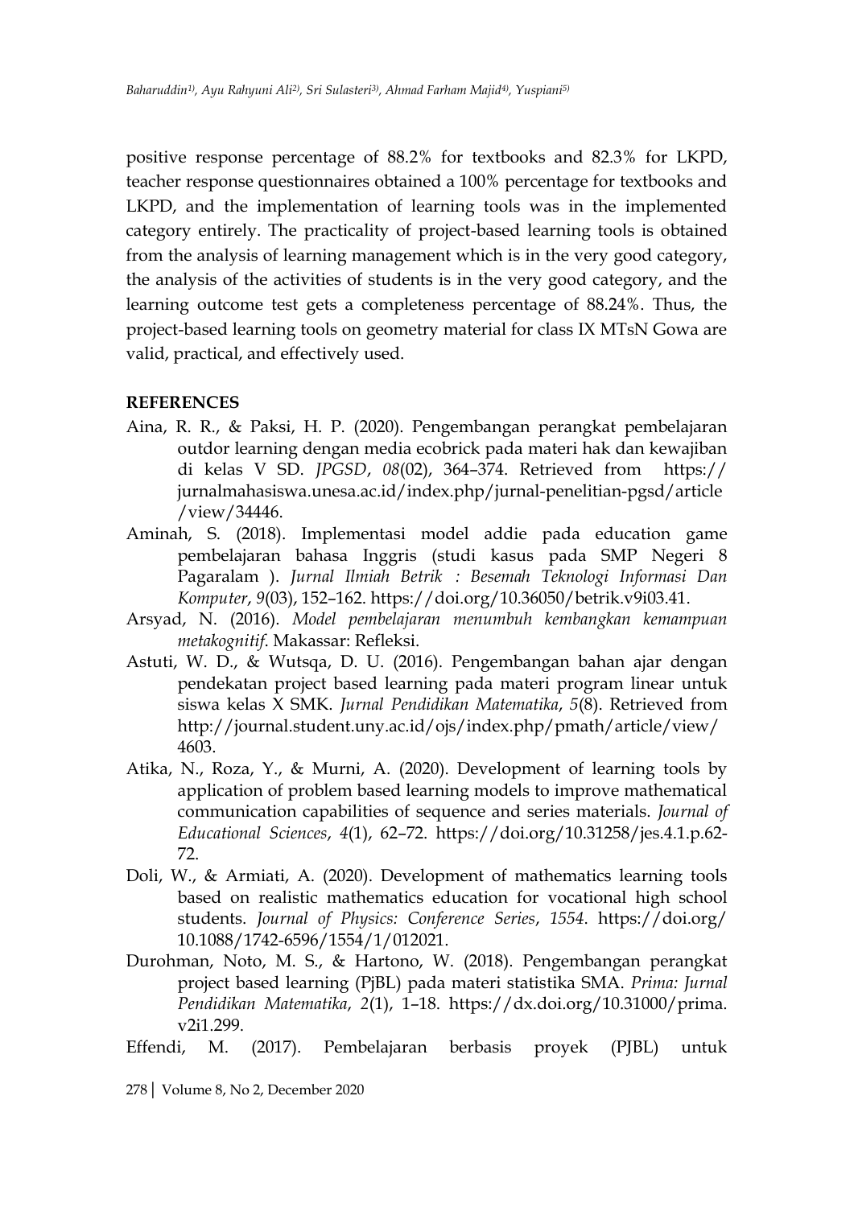positive response percentage of 88.2% for textbooks and 82.3% for LKPD, teacher response questionnaires obtained a 100% percentage for textbooks and LKPD, and the implementation of learning tools was in the implemented category entirely. The practicality of project-based learning tools is obtained from the analysis of learning management which is in the very good category, the analysis of the activities of students is in the very good category, and the learning outcome test gets a completeness percentage of 88.24%. Thus, the project-based learning tools on geometry material for class IX MTsN Gowa are valid, practical, and effectively used.

**REFERENCES**

Aina, R. R., & Paksi, H. P. (2020). Pengembangan perangkat pembelajaran outdor learning dengan media ecobrick pada materi hak dan kewajiban di kelas V SD. *JPGSD*, *08*(02), 364–374. Retrieved from https://jurnalmahasiswa.unesa.ac.id/index.php/jurnal-penelitian-pgsd/article/view/34446.

Aminah, S. (2018). Implementasi model addie pada education game pembelajaran bahasa Inggris (studi kasus pada SMP Negeri 8 Pagaralam ). *Jurnal Ilmiah Betrik : Besemah Teknologi Informasi Dan Komputer*, *9*(03), 152–162. https://doi.org/10.36050/betrik.v9i03.41.

Arsyad, N. (2016). *Model pembelajaran menumbuh kembangkan kemampuan metakognitif*. Makassar: Refleksi.

Astuti, W. D., & Wutsqa, D. U. (2016). Pengembangan bahan ajar dengan pendekatan project based learning pada materi program linear untuk siswa kelas X SMK. *Jurnal Pendidikan Matematika*, *5*(8). Retrieved from http://journal.student.uny.ac.id/ojs/index.php/pmath/article/view/4603.

Atika, N., Roza, Y., & Murni, A. (2020). Development of learning tools by application of problem based learning models to improve mathematical communication capabilities of sequence and series materials. *Journal of Educational Sciences*, *4*(1), 62–72. https://doi.org/10.31258/jes.4.1.p.62-72.

Doli, W., & Armiati, A. (2020). Development of mathematics learning tools based on realistic mathematics education for vocational high school students. *Journal of Physics: Conference Series*, *1554*. https://doi.org/10.1088/1742-6596/1554/1/012021.

Durohman, Noto, M. S., & Hartono, W. (2018). Pengembangan perangkat project based learning (PjBL) pada materi statistika SMA. *Prima: Jurnal Pendidikan Matematika*, *2*(1), 1–18. https://dx.doi.org/10.31000/prima.v2i1.299.

Effendi, M. (2017). Pembelajaran berbasis proyek (PJBL) untuk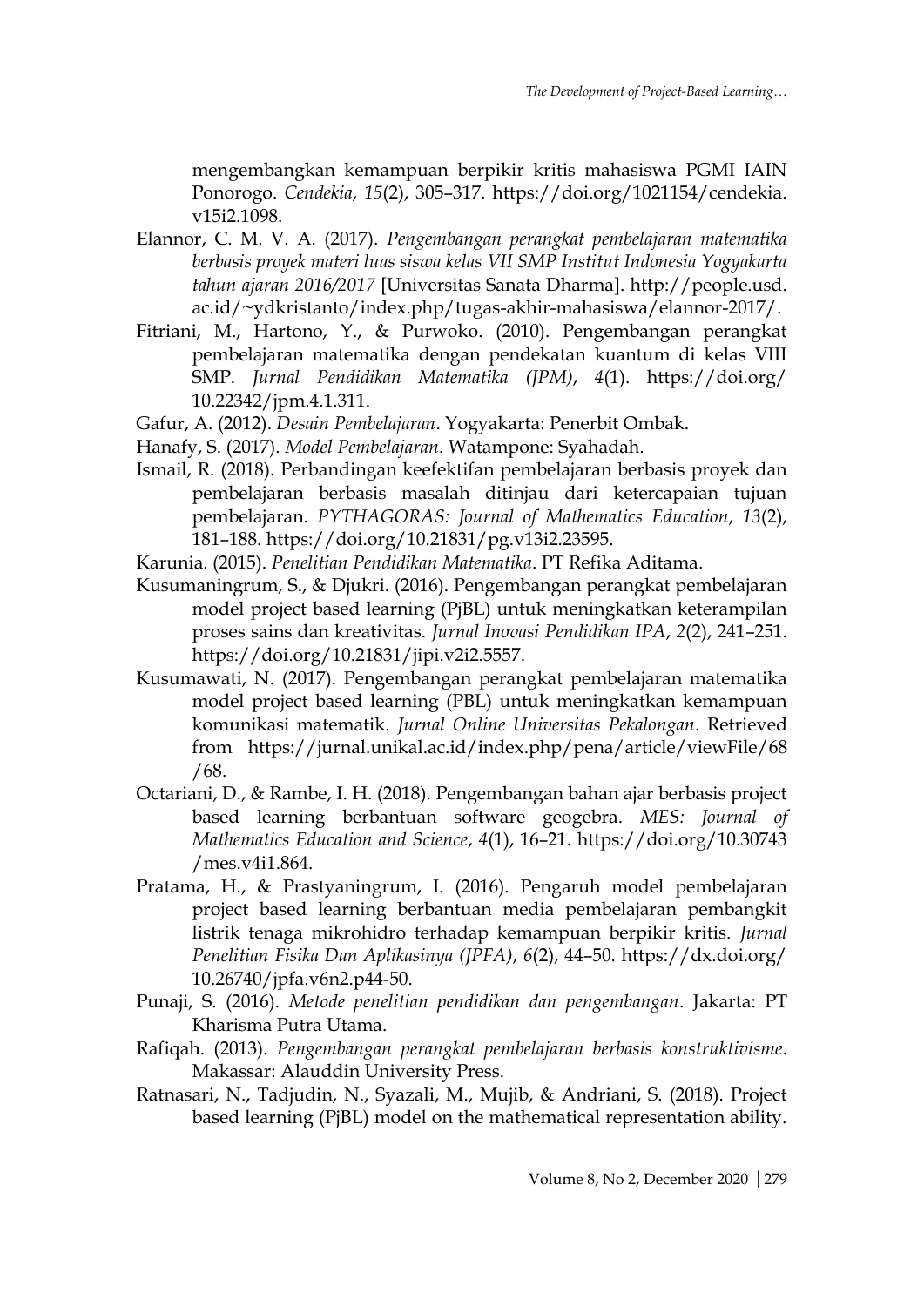mengembangkan kemampuan berpikir kritis mahasiswa PGMI IAIN Ponorogo. *Cendekia*, *15*(2), 305–317. https://doi.org/1021154/cendekia.v15i2.1098.

Elannor, C. M. V. A. (2017). *Pengembangan perangkat pembelajaran matematika berbasis proyek materi luas siswa kelas VII SMP Institut Indonesia Yogyakarta tahun ajaran 2016/2017* [Universitas Sanata Dharma]. http://people.usd.ac.id/~ydkristanto/index.php/tugas-akhir-mahasiswa/elannor-2017/.

Fitriani, M., Hartono, Y., & Purwoko. (2010). Pengembangan perangkat pembelajaran matematika dengan pendekatan kuantum di kelas VIII SMP. *Jurnal Pendidikan Matematika (JPM)*, *4*(1). https://doi.org/10.22342/jpm.4.1.311.

Gafur, A. (2012). *Desain Pembelajaran*. Yogyakarta: Penerbit Ombak.

Hanafy, S. (2017). *Model Pembelajaran*. Watampone: Syahadah.

Ismail, R. (2018). Perbandingan keefektifan pembelajaran berbasis proyek dan pembelajaran berbasis masalah ditinjau dari ketercapaian tujuan pembelajaran. *PYTHAGORAS: Journal of Mathematics Education*, *13*(2), 181–188. https://doi.org/10.21831/pg.v13i2.23595.

Karunia. (2015). *Penelitian Pendidikan Matematika*. PT Refika Aditama.

Kusumaningrum, S., & Djukri. (2016). Pengembangan perangkat pembelajaran model project based learning (PjBL) untuk meningkatkan keterampilan proses sains dan kreativitas. *Jurnal Inovasi Pendidikan IPA*, *2*(2), 241–251. https://doi.org/10.21831/jipi.v2i2.5557.

Kusumawati, N. (2017). Pengembangan perangkat pembelajaran matematika model project based learning (PBL) untuk meningkatkan kemampuan komunikasi matematik. *Jurnal Online Universitas Pekalongan*. Retrieved from https://jurnal.unikal.ac.id/index.php/pena/article/viewFile/68/68.

Octariani, D., & Rambe, I. H. (2018). Pengembangan bahan ajar berbasis project based learning berbantuan software geogebra. *MES: Journal of Mathematics Education and Science*, *4*(1), 16–21. https://doi.org/10.30743/mes.v4i1.864.

Pratama, H., & Prastyaningrum, I. (2016). Pengaruh model pembelajaran project based learning berbantuan media pembelajaran pembangkit listrik tenaga mikrohidro terhadap kemampuan berpikir kritis. *Jurnal Penelitian Fisika Dan Aplikasinya (JPFA)*, *6*(2), 44–50. https://dx.doi.org/10.26740/jpfa.v6n2.p44-50.

Punaji, S. (2016). *Metode penelitian pendidikan dan pengembangan*. Jakarta: PT Kharisma Putra Utama.

Rafiqah. (2013). *Pengembangan perangkat pembelajaran berbasis konstruktivisme*. Makassar: Alauddin University Press.

Ratnasari, N., Tadjudin, N., Syazali, M., Mujib, & Andriani, S. (2018). Project based learning (PjBL) model on the mathematical representation ability.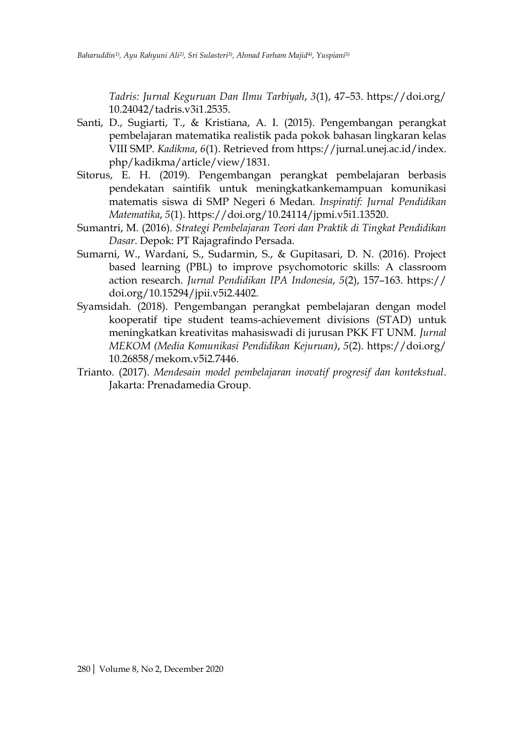*Tadris: Jurnal Keguruan Dan Ilmu Tarbiyah*, *3*(1), 47–53. https://doi.org/10.24042/tadris.v3i1.2535.

Santi, D., Sugiarti, T., & Kristiana, A. I. (2015). Pengembangan perangkat pembelajaran matematika realistik pada pokok bahasan lingkaran kelas VIII SMP. *Kadikma*, *6*(1). Retrieved from https://jurnal.unej.ac.id/index.php/kadikma/article/view/1831.

Sitorus, E. H. (2019). Pengembangan perangkat pembelajaran berbasis pendekatan saintifik untuk meningkatkankemampuan komunikasi matematis siswa di SMP Negeri 6 Medan. *Inspiratif: Jurnal Pendidikan Matematika*, *5*(1). https://doi.org/10.24114/jpmi.v5i1.13520.

Sumantri, M. (2016). *Strategi Pembelajaran Teori dan Praktik di Tingkat Pendidikan Dasar*. Depok: PT Rajagrafindo Persada.

Sumarni, W., Wardani, S., Sudarmin, S., & Gupitasari, D. N. (2016). Project based learning (PBL) to improve psychomotoric skills: A classroom action research. *Jurnal Pendidikan IPA Indonesia*, *5*(2), 157–163. https://doi.org/10.15294/jpii.v5i2.4402.

Syamsidah. (2018). Pengembangan perangkat pembelajaran dengan model kooperatif tipe student teams-achievement divisions (STAD) untuk meningkatkan kreativitas mahasiswadi di jurusan PKK FT UNM. *Jurnal MEKOM (Media Komunikasi Pendidikan Kejuruan)*, *5*(2). https://doi.org/10.26858/mekom.v5i2.7446.

Trianto. (2017). *Mendesain model pembelajaran inovatif progresif dan kontekstual*. Jakarta: Prenadamedia Group.